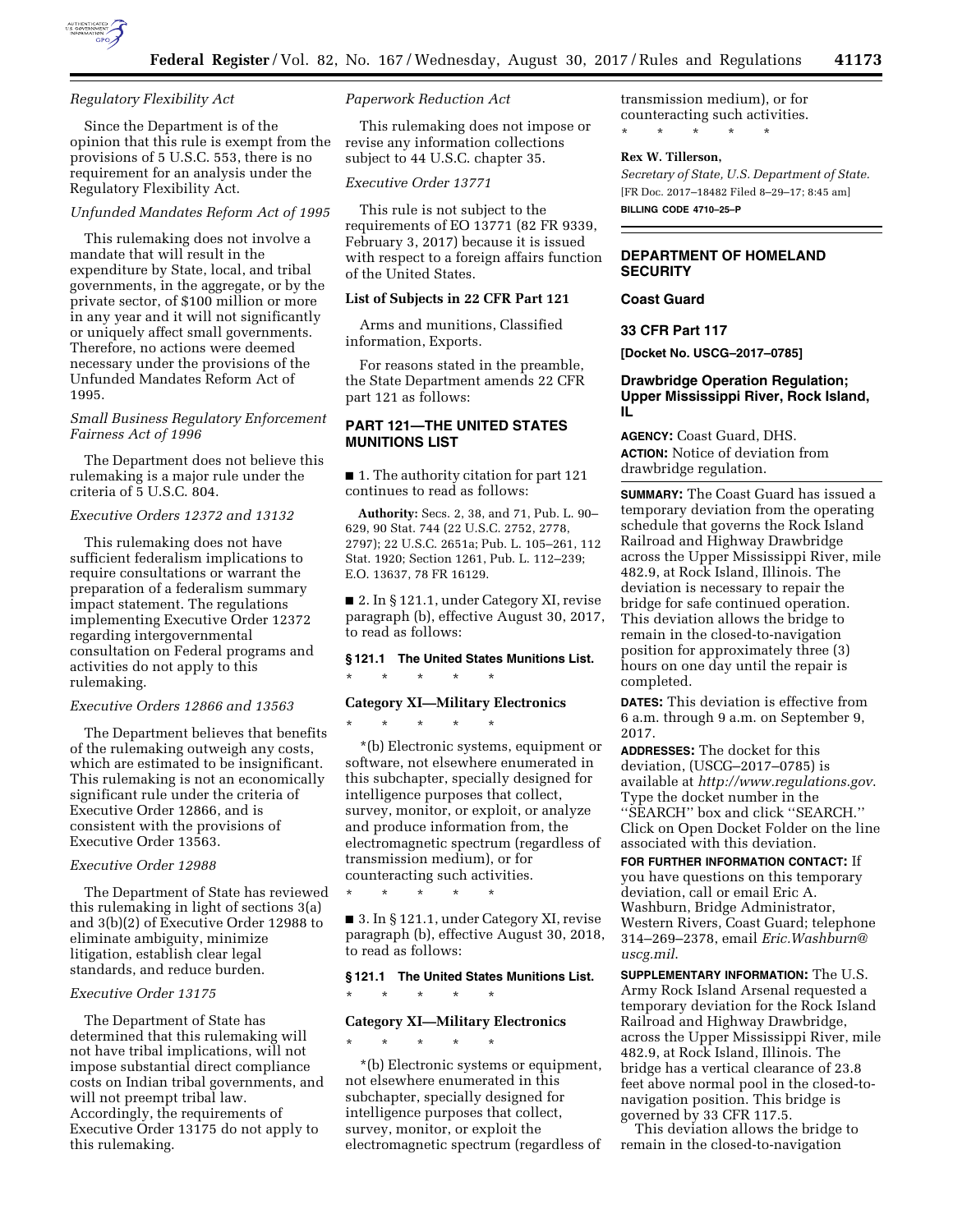*Regulatory Flexibility Act*

Since the Department is of the opinion that this rule is exempt from the provisions of 5 U.S.C. 553, there is no requirement for an analysis under the Regulatory Flexibility Act.

*Unfunded Mandates Reform Act of 1995*

This rulemaking does not involve a mandate that will result in the expenditure by State, local, and tribal governments, in the aggregate, or by the private sector, of $100 million or more in any year and it will not significantly or uniquely affect small governments. Therefore, no actions were deemed necessary under the provisions of the Unfunded Mandates Reform Act of 1995.

*Small Business Regulatory Enforcement Fairness Act of 1996*

The Department does not believe this rulemaking is a major rule under the criteria of 5 U.S.C. 804.

*Executive Orders 12372 and 13132*

This rulemaking does not have sufficient federalism implications to require consultations or warrant the preparation of a federalism summary impact statement. The regulations implementing Executive Order 12372 regarding intergovernmental consultation on Federal programs and activities do not apply to this rulemaking.

*Executive Orders 12866 and 13563*

The Department believes that benefits of the rulemaking outweigh any costs, which are estimated to be insignificant. This rulemaking is not an economically significant rule under the criteria of Executive Order 12866, and is consistent with the provisions of Executive Order 13563.

*Executive Order 12988*

The Department of State has reviewed this rulemaking in light of sections 3(a) and 3(b)(2) of Executive Order 12988 to eliminate ambiguity, minimize litigation, establish clear legal standards, and reduce burden.

*Executive Order 13175*

The Department of State has determined that this rulemaking will not have tribal implications, will not impose substantial direct compliance costs on Indian tribal governments, and will not preempt tribal law. Accordingly, the requirements of Executive Order 13175 do not apply to this rulemaking.

*Paperwork Reduction Act*

This rulemaking does not impose or revise any information collections subject to 44 U.S.C. chapter 35.

*Executive Order 13771*

This rule is not subject to the requirements of EO 13771 (82 FR 9339, February 3, 2017) because it is issued with respect to a foreign affairs function of the United States.

**List of Subjects in 22 CFR Part 121**

Arms and munitions, Classified information, Exports.

For reasons stated in the preamble, the State Department amends 22 CFR part 121 as follows:

## PART 121—THE UNITED STATES MUNITIONS LIST

■ 1. The authority citation for part 121 continues to read as follows:

**Authority:** Secs. 2, 38, and 71, Pub. L. 90–629, 90 Stat. 744 (22 U.S.C. 2752, 2778, 2797); 22 U.S.C. 2651a; Pub. L. 105–261, 112 Stat. 1920; Section 1261, Pub. L. 112–239; E.O. 13637, 78 FR 16129.

■ 2. In § 121.1, under Category XI, revise paragraph (b), effective August 30, 2017, to read as follows:

**§ 121.1 The United States Munitions List.**

\* \* \* \* \*

**Category XI—Military Electronics**

\* \* \* \* \*

\*(b) Electronic systems, equipment or software, not elsewhere enumerated in this subchapter, specially designed for intelligence purposes that collect, survey, monitor, or exploit, or analyze and produce information from, the electromagnetic spectrum (regardless of transmission medium), or for counteracting such activities.

\* \* \* \* \*

■ 3. In § 121.1, under Category XI, revise paragraph (b), effective August 30, 2018, to read as follows:

**§ 121.1 The United States Munitions List.**

\* \* \* \* \*

**Category XI—Military Electronics**

\* \* \* \* \*

\*(b) Electronic systems or equipment, not elsewhere enumerated in this subchapter, specially designed for intelligence purposes that collect, survey, monitor, or exploit the electromagnetic spectrum (regardless of transmission medium), or for counteracting such activities.

\* \* \* \* \*

**Rex W. Tillerson,**

*Secretary of State, U.S. Department of State.*

[FR Doc. 2017–18482 Filed 8–29–17; 8:45 am]

**BILLING CODE 4710–25–P**

---

## DEPARTMENT OF HOMELAND SECURITY

### Coast Guard

### 33 CFR Part 117

**[Docket No. USCG–2017–0785]**

### Drawbridge Operation Regulation; Upper Mississippi River, Rock Island, IL

**AGENCY:** Coast Guard, DHS.

**ACTION:** Notice of deviation from drawbridge regulation.

**SUMMARY:** The Coast Guard has issued a temporary deviation from the operating schedule that governs the Rock Island Railroad and Highway Drawbridge across the Upper Mississippi River, mile 482.9, at Rock Island, Illinois. The deviation is necessary to repair the bridge for safe continued operation. This deviation allows the bridge to remain in the closed-to-navigation position for approximately three (3) hours on one day until the repair is completed.

**DATES:** This deviation is effective from 6 a.m. through 9 a.m. on September 9, 2017.

**ADDRESSES:** The docket for this deviation, (USCG–2017–0785) is available at *http://www.regulations.gov.* Type the docket number in the ''SEARCH'' box and click ''SEARCH.'' Click on Open Docket Folder on the line associated with this deviation.

**FOR FURTHER INFORMATION CONTACT:** If you have questions on this temporary deviation, call or email Eric A. Washburn, Bridge Administrator, Western Rivers, Coast Guard; telephone 314–269–2378, email *Eric.Washburn@uscg.mil.*

**SUPPLEMENTARY INFORMATION:** The U.S. Army Rock Island Arsenal requested a temporary deviation for the Rock Island Railroad and Highway Drawbridge, across the Upper Mississippi River, mile 482.9, at Rock Island, Illinois. The bridge has a vertical clearance of 23.8 feet above normal pool in the closed-to-navigation position. This bridge is governed by 33 CFR 117.5.

This deviation allows the bridge to remain in the closed-to-navigation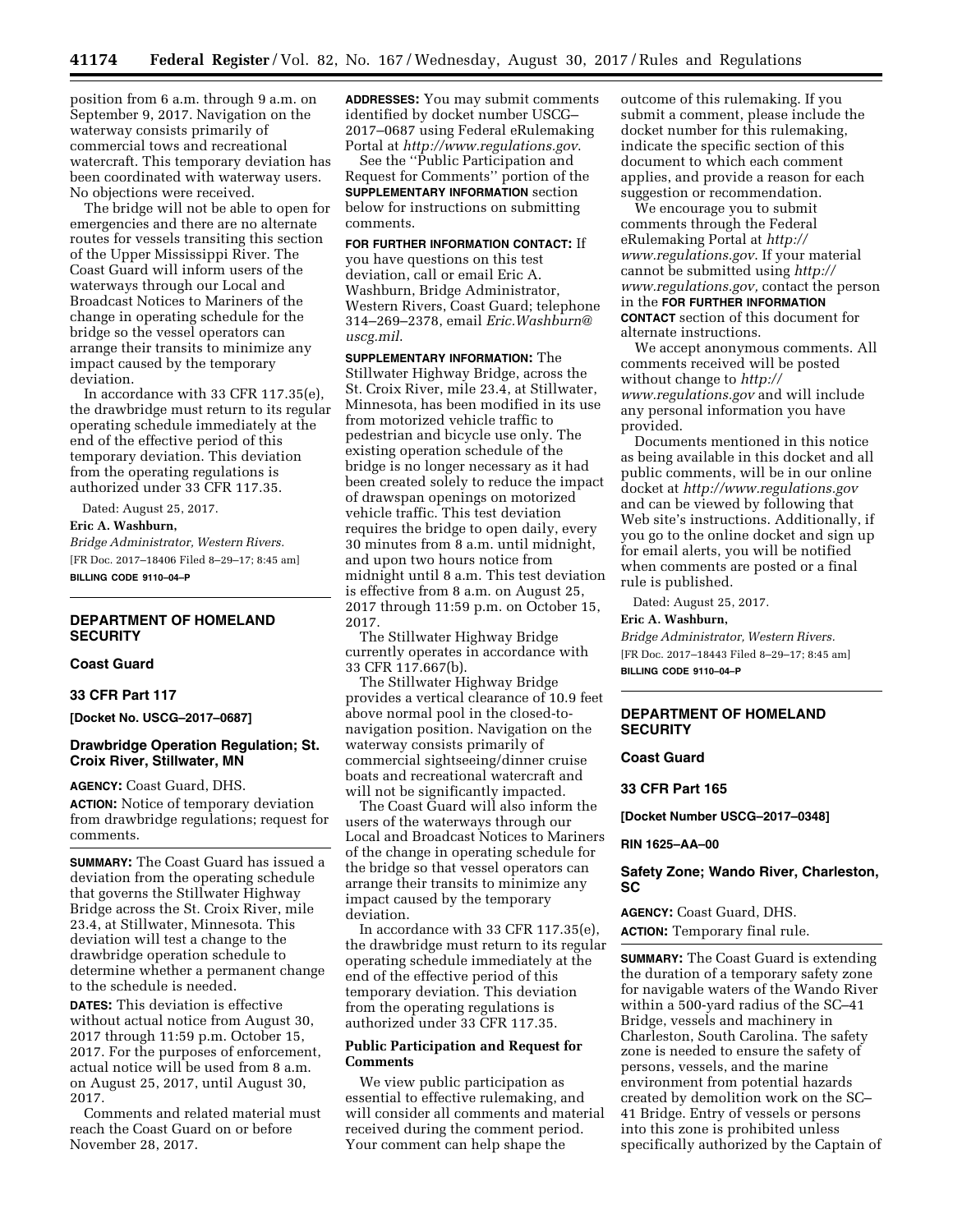position from 6 a.m. through 9 a.m. on September 9, 2017. Navigation on the waterway consists primarily of commercial tows and recreational watercraft. This temporary deviation has been coordinated with waterway users. No objections were received.

The bridge will not be able to open for emergencies and there are no alternate routes for vessels transiting this section of the Upper Mississippi River. The Coast Guard will inform users of the waterways through our Local and Broadcast Notices to Mariners of the change in operating schedule for the bridge so the vessel operators can arrange their transits to minimize any impact caused by the temporary deviation.

In accordance with 33 CFR 117.35(e), the drawbridge must return to its regular operating schedule immediately at the end of the effective period of this temporary deviation. This deviation from the operating regulations is authorized under 33 CFR 117.35.

Dated: August 25, 2017.

**Eric A. Washburn,**

*Bridge Administrator, Western Rivers.*

[FR Doc. 2017–18406 Filed 8–29–17; 8:45 am]

**BILLING CODE 9110–04–P**

---

## DEPARTMENT OF HOMELAND SECURITY

### Coast Guard

### 33 CFR Part 117

**[Docket No. USCG–2017–0687]**

### Drawbridge Operation Regulation; St. Croix River, Stillwater, MN

**AGENCY:** Coast Guard, DHS.

**ACTION:** Notice of temporary deviation from drawbridge regulations; request for comments.

**SUMMARY:** The Coast Guard has issued a deviation from the operating schedule that governs the Stillwater Highway Bridge across the St. Croix River, mile 23.4, at Stillwater, Minnesota. This deviation will test a change to the drawbridge operation schedule to determine whether a permanent change to the schedule is needed.

**DATES:** This deviation is effective without actual notice from August 30, 2017 through 11:59 p.m. October 15, 2017. For the purposes of enforcement, actual notice will be used from 8 a.m. on August 25, 2017, until August 30, 2017.

Comments and related material must reach the Coast Guard on or before November 28, 2017.

**ADDRESSES:** You may submit comments identified by docket number USCG–2017–0687 using Federal eRulemaking Portal at *http://www.regulations.gov*.

See the ''Public Participation and Request for Comments'' portion of the **SUPPLEMENTARY INFORMATION** section below for instructions on submitting comments.

**FOR FURTHER INFORMATION CONTACT:** If you have questions on this test deviation, call or email Eric A. Washburn, Bridge Administrator, Western Rivers, Coast Guard; telephone 314–269–2378, email *Eric.Washburn@uscg.mil*.

**SUPPLEMENTARY INFORMATION:** The Stillwater Highway Bridge, across the St. Croix River, mile 23.4, at Stillwater, Minnesota, has been modified in its use from motorized vehicle traffic to pedestrian and bicycle use only. The existing operation schedule of the bridge is no longer necessary as it had been created solely to reduce the impact of drawspan openings on motorized vehicle traffic. This test deviation requires the bridge to open daily, every 30 minutes from 8 a.m. until midnight, and upon two hours notice from midnight until 8 a.m. This test deviation is effective from 8 a.m. on August 25, 2017 through 11:59 p.m. on October 15, 2017.

The Stillwater Highway Bridge currently operates in accordance with 33 CFR 117.667(b).

The Stillwater Highway Bridge provides a vertical clearance of 10.9 feet above normal pool in the closed-to-navigation position. Navigation on the waterway consists primarily of commercial sightseeing/dinner cruise boats and recreational watercraft and will not be significantly impacted.

The Coast Guard will also inform the users of the waterways through our Local and Broadcast Notices to Mariners of the change in operating schedule for the bridge so that vessel operators can arrange their transits to minimize any impact caused by the temporary deviation.

In accordance with 33 CFR 117.35(e), the drawbridge must return to its regular operating schedule immediately at the end of the effective period of this temporary deviation. This deviation from the operating regulations is authorized under 33 CFR 117.35.

#### Public Participation and Request for Comments

We view public participation as essential to effective rulemaking, and will consider all comments and material received during the comment period. Your comment can help shape the outcome of this rulemaking. If you submit a comment, please include the docket number for this rulemaking, indicate the specific section of this document to which each comment applies, and provide a reason for each suggestion or recommendation.

We encourage you to submit comments through the Federal eRulemaking Portal at *http://www.regulations.gov*. If your material cannot be submitted using *http://www.regulations.gov,* contact the person in the **FOR FURTHER INFORMATION CONTACT** section of this document for alternate instructions.

We accept anonymous comments. All comments received will be posted without change to *http://www.regulations.gov* and will include any personal information you have provided.

Documents mentioned in this notice as being available in this docket and all public comments, will be in our online docket at *http://www.regulations.gov* and can be viewed by following that Web site's instructions. Additionally, if you go to the online docket and sign up for email alerts, you will be notified when comments are posted or a final rule is published.

Dated: August 25, 2017.

**Eric A. Washburn,**

*Bridge Administrator, Western Rivers.*

[FR Doc. 2017–18443 Filed 8–29–17; 8:45 am]

**BILLING CODE 9110–04–P**

---

## DEPARTMENT OF HOMELAND SECURITY

### Coast Guard

### 33 CFR Part 165

**[Docket Number USCG–2017–0348]**

**RIN 1625–AA–00**

### Safety Zone; Wando River, Charleston, SC

**AGENCY:** Coast Guard, DHS.

**ACTION:** Temporary final rule.

**SUMMARY:** The Coast Guard is extending the duration of a temporary safety zone for navigable waters of the Wando River within a 500-yard radius of the SC–41 Bridge, vessels and machinery in Charleston, South Carolina. The safety zone is needed to ensure the safety of persons, vessels, and the marine environment from potential hazards created by demolition work on the SC–41 Bridge. Entry of vessels or persons into this zone is prohibited unless specifically authorized by the Captain of